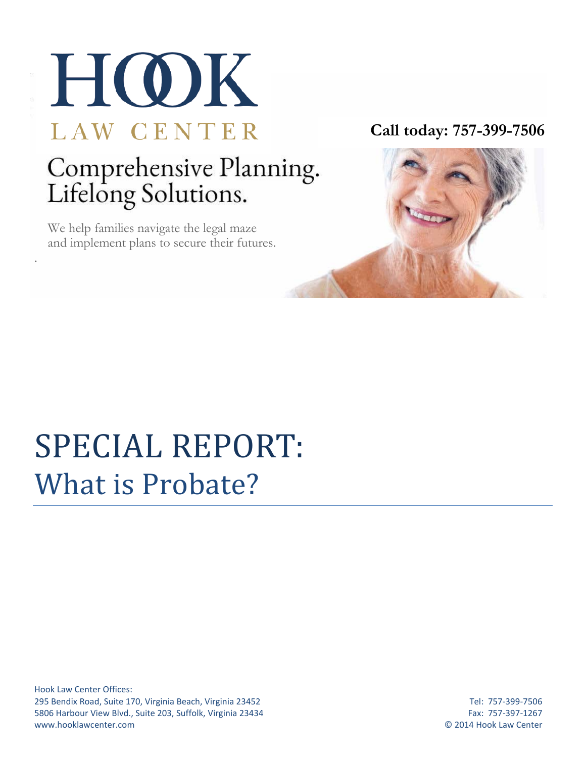# HOOK

LAW CENTER

**Call today: 757-399-7506**

Comprehensive Planning.
Lifelong Solutions.

We help families navigate the legal maze and implement plans to secure their futures.

# SPECIAL REPORT:
## What is Probate?

Hook Law Center Offices:
295 Bendix Road, Suite 170, Virginia Beach, Virginia 23452
5806 Harbour View Blvd., Suite 203, Suffolk, Virginia 23434
www.hooklawcenter.com

Tel: 757-399-7506
Fax: 757-397-1267
© 2014 Hook Law Center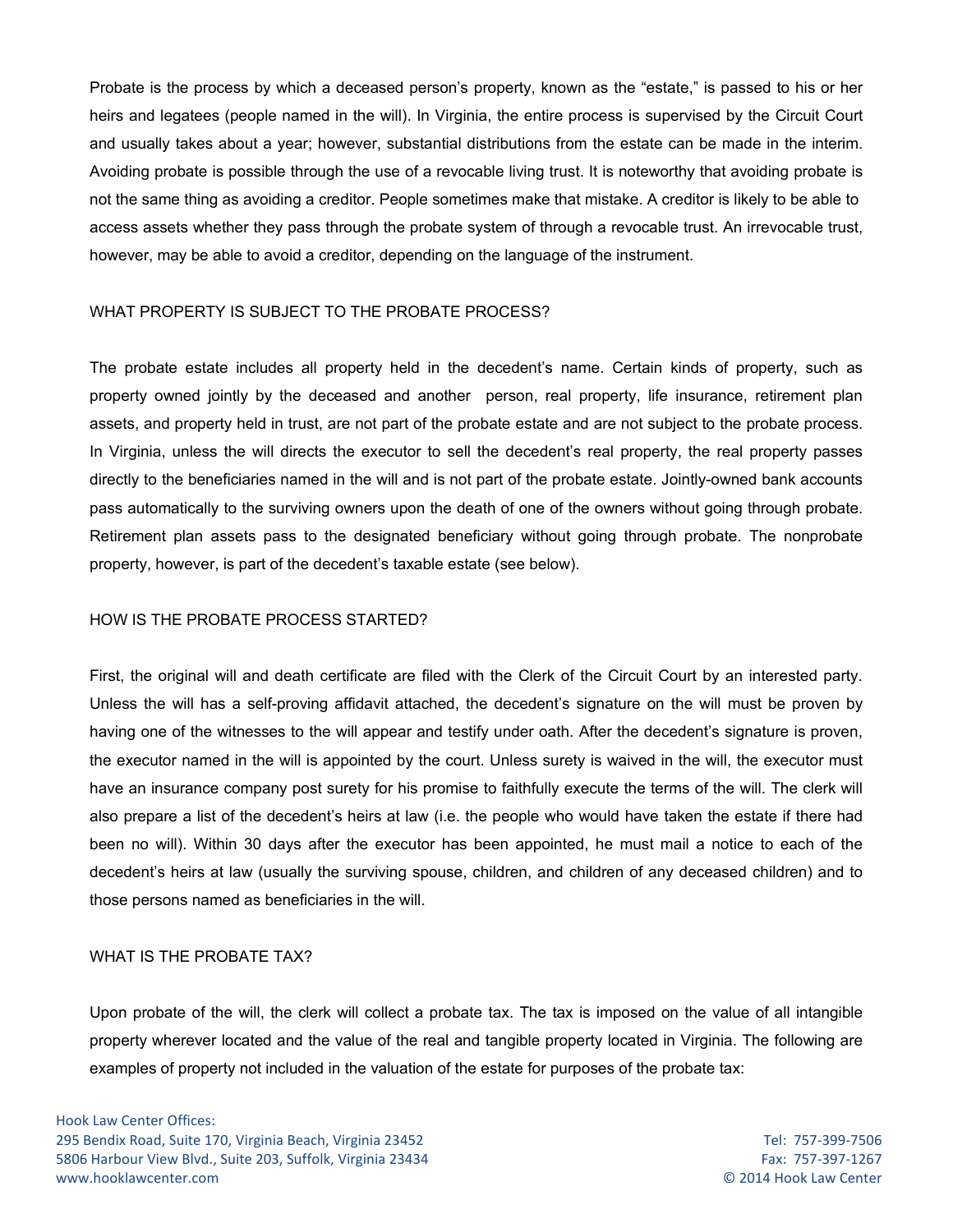Probate is the process by which a deceased person's property, known as the "estate," is passed to his or her heirs and legatees (people named in the will). In Virginia, the entire process is supervised by the Circuit Court and usually takes about a year; however, substantial distributions from the estate can be made in the interim. Avoiding probate is possible through the use of a revocable living trust. It is noteworthy that avoiding probate is not the same thing as avoiding a creditor. People sometimes make that mistake. A creditor is likely to be able to access assets whether they pass through the probate system of through a revocable trust. An irrevocable trust, however, may be able to avoid a creditor, depending on the language of the instrument.

## WHAT PROPERTY IS SUBJECT TO THE PROBATE PROCESS?

The probate estate includes all property held in the decedent's name. Certain kinds of property, such as property owned jointly by the deceased and another person, real property, life insurance, retirement plan assets, and property held in trust, are not part of the probate estate and are not subject to the probate process. In Virginia, unless the will directs the executor to sell the decedent's real property, the real property passes directly to the beneficiaries named in the will and is not part of the probate estate. Jointly-owned bank accounts pass automatically to the surviving owners upon the death of one of the owners without going through probate. Retirement plan assets pass to the designated beneficiary without going through probate. The nonprobate property, however, is part of the decedent's taxable estate (see below).

## HOW IS THE PROBATE PROCESS STARTED?

First, the original will and death certificate are filed with the Clerk of the Circuit Court by an interested party. Unless the will has a self-proving affidavit attached, the decedent's signature on the will must be proven by having one of the witnesses to the will appear and testify under oath. After the decedent's signature is proven, the executor named in the will is appointed by the court. Unless surety is waived in the will, the executor must have an insurance company post surety for his promise to faithfully execute the terms of the will. The clerk will also prepare a list of the decedent's heirs at law (i.e. the people who would have taken the estate if there had been no will). Within 30 days after the executor has been appointed, he must mail a notice to each of the decedent's heirs at law (usually the surviving spouse, children, and children of any deceased children) and to those persons named as beneficiaries in the will.

## WHAT IS THE PROBATE TAX?

Upon probate of the will, the clerk will collect a probate tax. The tax is imposed on the value of all intangible property wherever located and the value of the real and tangible property located in Virginia. The following are examples of property not included in the valuation of the estate for purposes of the probate tax: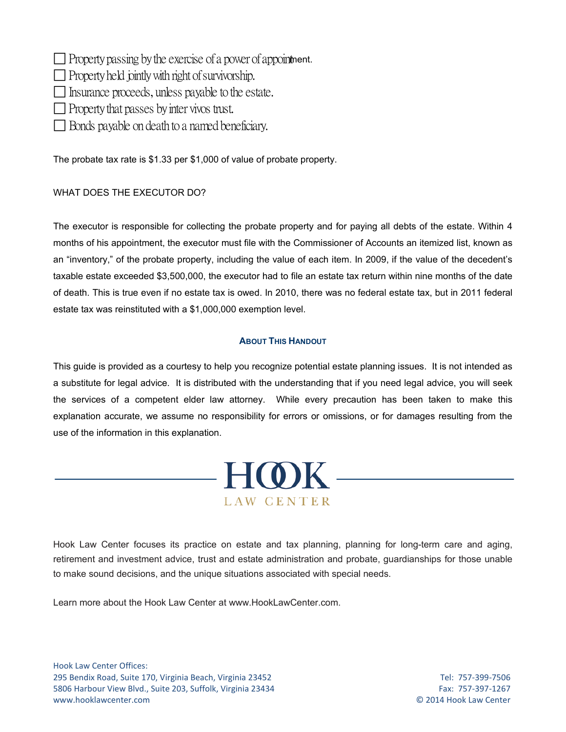- ☐ Property passing by the exercise of a power of appointment.
- ☐ Property held jointly with right of survivorship.
- ☐ Insurance proceeds, unless payable to the estate.
- ☐ Property that passes by inter vivos trust.
- ☐ Bonds payable on death to a named beneficiary.

The probate tax rate is $1.33 per $1,000 of value of probate property.

WHAT DOES THE EXECUTOR DO?

The executor is responsible for collecting the probate property and for paying all debts of the estate. Within 4 months of his appointment, the executor must file with the Commissioner of Accounts an itemized list, known as an "inventory," of the probate property, including the value of each item. In 2009, if the value of the decedent's taxable estate exceeded $3,500,000, the executor had to file an estate tax return within nine months of the date of death. This is true even if no estate tax is owed. In 2010, there was no federal estate tax, but in 2011 federal estate tax was reinstituted with a $1,000,000 exemption level.

## About This Handout

This guide is provided as a courtesy to help you recognize potential estate planning issues. It is not intended as a substitute for legal advice. It is distributed with the understanding that if you need legal advice, you will seek the services of a competent elder law attorney. While every precaution has been taken to make this explanation accurate, we assume no responsibility for errors or omissions, or for damages resulting from the use of the information in this explanation.

HOOK
LAW CENTER

Hook Law Center focuses its practice on estate and tax planning, planning for long-term care and aging, retirement and investment advice, trust and estate administration and probate, guardianships for those unable to make sound decisions, and the unique situations associated with special needs.

Learn more about the Hook Law Center at www.HookLawCenter.com.

Hook Law Center Offices:
295 Bendix Road, Suite 170, Virginia Beach, Virginia 23452
5806 Harbour View Blvd., Suite 203, Suffolk, Virginia 23434
www.hooklawcenter.com

Tel: 757-399-7506
Fax: 757-397-1267
© 2014 Hook Law Center